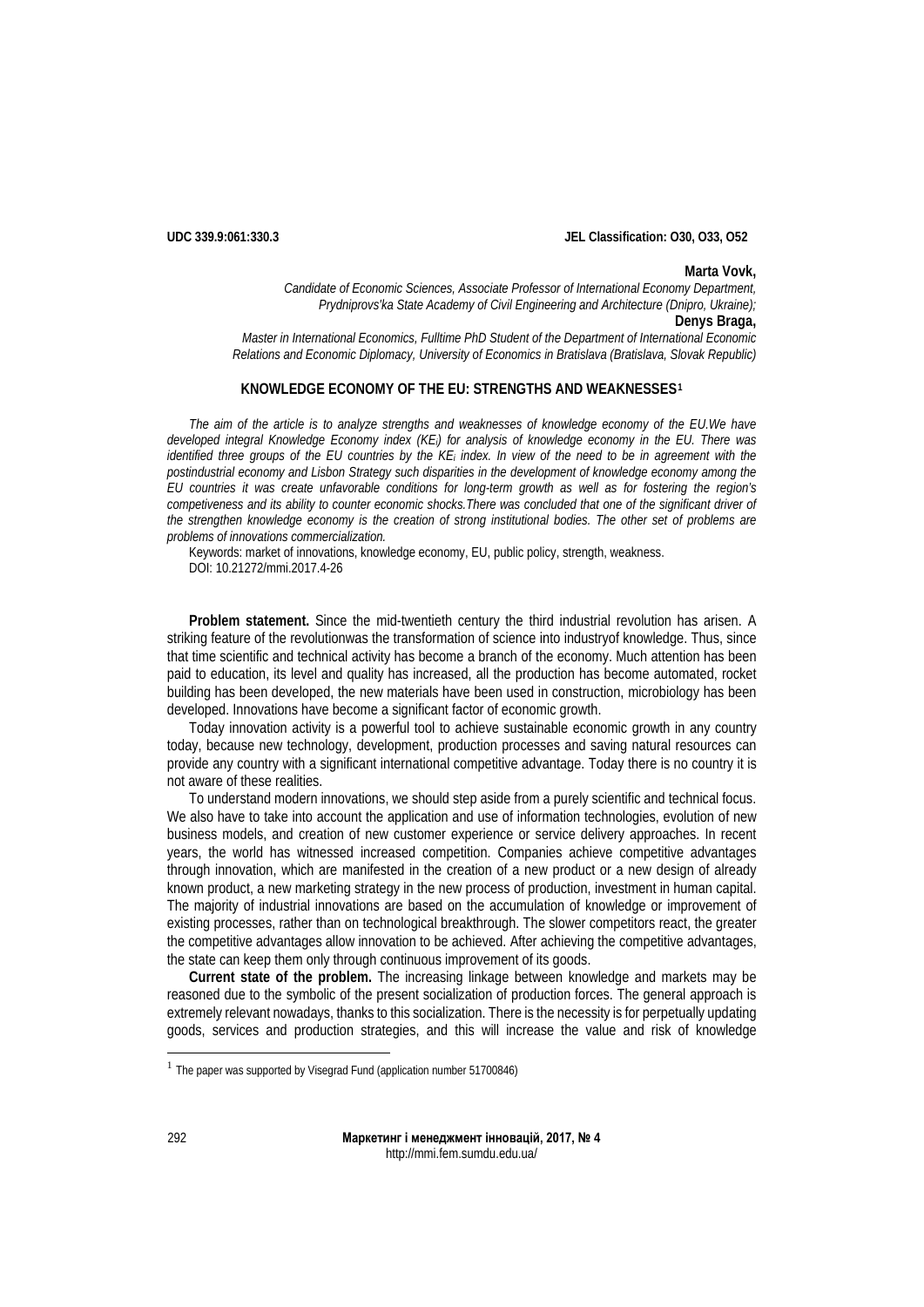**UDC 339.9:061:330.3** **JEL Classification: O30, O33, O52**

**Marta Vovk,**

*Candidate of Economic Sciences, Associate Professor of International Economy Department, Prydniprovs'ka State Academy of Civil Engineering and Architecture (Dnipro, Ukraine);*

**Denys Braga,**

*Master in International Economics, Fulltime PhD Student of the Department of International Economic Relations and Economic Diplomacy, University of Economics in Bratislava (Bratislava, Slovak Republic)*

# KNOWLEDGE ECONOMY OF THE EU: STRENGTHS AND WEAKNESSES[1]

*The aim of the article is to analyze strengths and weaknesses of knowledge economy of the EU.We have developed integral Knowledge Economy index ($KE_i$) for analysis of knowledge economy in the EU. There was identified three groups of the EU countries by the $KE_i$ index. In view of the need to be in agreement with the postindustrial economy and Lisbon Strategy such disparities in the development of knowledge economy among the EU countries it was create unfavorable conditions for long-term growth as well as for fostering the region's competiveness and its ability to counter economic shocks.There was concluded that one of the significant driver of the strengthen knowledge economy is the creation of strong institutional bodies. The other set of problems are problems of innovations commercialization.*

Keywords: market of innovations, knowledge economy, EU, public policy, strength, weakness.

DOI: 10.21272/mmi.2017.4-26

**Problem statement.** Since the mid-twentieth century the third industrial revolution has arisen. A striking feature of the revolutionwas the transformation of science into industryof knowledge. Thus, since that time scientific and technical activity has become a branch of the economy. Much attention has been paid to education, its level and quality has increased, all the production has become automated, rocket building has been developed, the new materials have been used in construction, microbiology has been developed. Innovations have become a significant factor of economic growth.

Today innovation activity is a powerful tool to achieve sustainable economic growth in any country today, because new technology, development, production processes and saving natural resources can provide any country with a significant international competitive advantage. Today there is no country it is not aware of these realities.

To understand modern innovations, we should step aside from a purely scientific and technical focus. We also have to take into account the application and use of information technologies, evolution of new business models, and creation of new customer experience or service delivery approaches. In recent years, the world has witnessed increased competition. Companies achieve competitive advantages through innovation, which are manifested in the creation of a new product or a new design of already known product, a new marketing strategy in the new process of production, investment in human capital. The majority of industrial innovations are based on the accumulation of knowledge or improvement of existing processes, rather than on technological breakthrough. The slower competitors react, the greater the competitive advantages allow innovation to be achieved. After achieving the competitive advantages, the state can keep them only through continuous improvement of its goods.

**Current state of the problem.** The increasing linkage between knowledge and markets may be reasoned due to the symbolic of the present socialization of production forces. The general approach is extremely relevant nowadays, thanks to this socialization. There is the necessity is for perpetually updating goods, services and production strategies, and this will increase the value and risk of knowledge

[1] The paper was supported by Visegrad Fund (application number 51700846)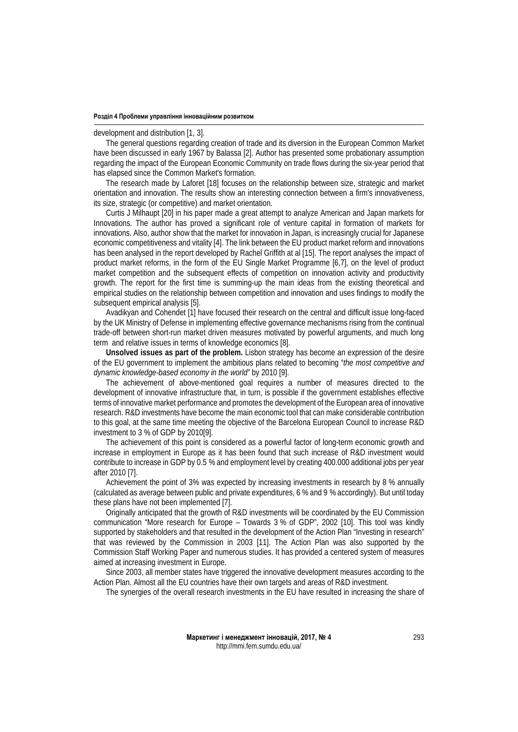development and distribution [1, 3].

The general questions regarding creation of trade and its diversion in the European Common Market have been discussed in early 1967 by Balassa [2]. Author has presented some probationary assumption regarding the impact of the European Economic Community on trade flows during the six-year period that has elapsed since the Common Market's formation.

The research made by Laforet [18] focuses on the relationship between size, strategic and market orientation and innovation. The results show an interesting connection between a firm's innovativeness, its size, strategic (or competitive) and market orientation.

Curtis J Milhaupt [20] in his paper made a great attempt to analyze American and Japan markets for Innovations. The author has proved a significant role of venture capital in formation of markets for innovations. Also, author show that the market for innovation in Japan, is increasingly crucial for Japanese economic competitiveness and vitality [4]. The link between the EU product market reform and innovations has been analysed in the report developed by Rachel Griffith at al [15]. The report analyses the impact of product market reforms, in the form of the EU Single Market Programme [6,7], on the level of product market competition and the subsequent effects of competition on innovation activity and productivity growth. The report for the first time is summing-up the main ideas from the existing theoretical and empirical studies on the relationship between competition and innovation and uses findings to modify the subsequent empirical analysis [5].

Avadikyan and Cohendet [1] have focused their research on the central and difficult issue long-faced by the UK Ministry of Defense in implementing effective governance mechanisms rising from the continual trade-off between short-run market driven measures motivated by powerful arguments, and much long term and relative issues in terms of knowledge economics [8].

**Unsolved issues as part of the problem.** Lisbon strategy has become an expression of the desire of the EU government to implement the ambitious plans related to becoming "*the most competitive and dynamic knowledge-based economy in the world"* by 2010 [9].

The achievement of above-mentioned goal requires a number of measures directed to the development of innovative infrastructure that, in turn, is possible if the government establishes effective terms of innovative market performance and promotes the development of the European area of innovative research. R&D investments have become the main economic tool that can make considerable contribution to this goal, at the same time meeting the objective of the Barcelona European Council to increase R&D investment to 3 % of GDP by 2010[9].

The achievement of this point is considered as a powerful factor of long-term economic growth and increase in employment in Europe as it has been found that such increase of R&D investment would contribute to increase in GDP by 0.5 % and employment level by creating 400.000 additional jobs per year after 2010 [7].

Achievement the point of 3% was expected by increasing investments in research by 8 % annually (calculated as average between public and private expenditures, 6 % and 9 % accordingly). But until today these plans have not been implemented [7].

Originally anticipated that the growth of R&D investments will be coordinated by the EU Commission communication "More research for Europe – Towards 3 % of GDP", 2002 [10]. This tool was kindly supported by stakeholders and that resulted in the development of the Action Plan "Investing in research" that was reviewed by the Commission in 2003 [11]. The Action Plan was also supported by the Commission Staff Working Paper and numerous studies. It has provided a centered system of measures aimed at increasing investment in Europe.

Since 2003, all member states have triggered the innovative development measures according to the Action Plan. Almost all the EU countries have their own targets and areas of R&D investment.

The synergies of the overall research investments in the EU have resulted in increasing the share of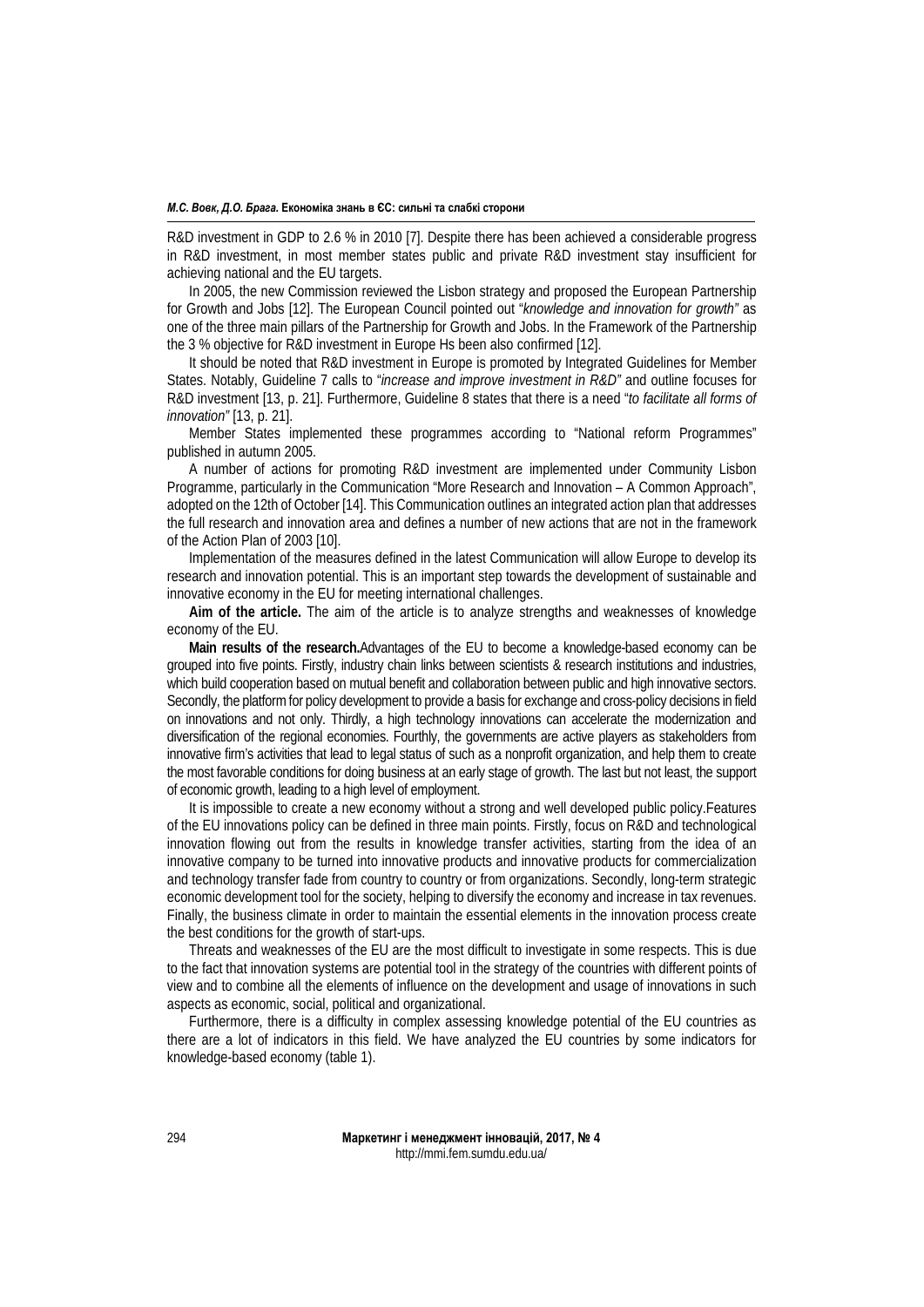R&D investment in GDP to 2.6 % in 2010 [7]. Despite there has been achieved a considerable progress in R&D investment, in most member states public and private R&D investment stay insufficient for achieving national and the EU targets.

In 2005, the new Commission reviewed the Lisbon strategy and proposed the European Partnership for Growth and Jobs [12]. The European Council pointed out "*knowledge and innovation for growth"* as one of the three main pillars of the Partnership for Growth and Jobs. In the Framework of the Partnership the 3 % objective for R&D investment in Europe Hs been also confirmed [12].

It should be noted that R&D investment in Europe is promoted by Integrated Guidelines for Member States. Notably, Guideline 7 calls to "*increase and improve investment in R&D"* and outline focuses for R&D investment [13, p. 21]. Furthermore, Guideline 8 states that there is a need "*to facilitate all forms of innovation"* [13, p. 21].

Member States implemented these programmes according to "National reform Programmes" published in autumn 2005.

A number of actions for promoting R&D investment are implemented under Community Lisbon Programme, particularly in the Communication "More Research and Innovation – A Common Approach", adopted on the 12th of October [14]. This Communication outlines an integrated action plan that addresses the full research and innovation area and defines a number of new actions that are not in the framework of the Action Plan of 2003 [10].

Implementation of the measures defined in the latest Communication will allow Europe to develop its research and innovation potential. This is an important step towards the development of sustainable and innovative economy in the EU for meeting international challenges.

**Aim of the article.** The aim of the article is to analyze strengths and weaknesses of knowledge economy of the EU.

**Main results of the research.**Advantages of the EU to become a knowledge-based economy can be grouped into five points. Firstly, industry chain links between scientists & research institutions and industries, which build cooperation based on mutual benefit and collaboration between public and high innovative sectors. Secondly, the platform for policy development to provide a basis for exchange and cross-policy decisions in field on innovations and not only. Thirdly, a high technology innovations can accelerate the modernization and diversification of the regional economies. Fourthly, the governments are active players as stakeholders from innovative firm's activities that lead to legal status of such as a nonprofit organization, and help them to create the most favorable conditions for doing business at an early stage of growth. The last but not least, the support of economic growth, leading to a high level of employment.

It is impossible to create a new economy without a strong and well developed public policy.Features of the EU innovations policy can be defined in three main points. Firstly, focus on R&D and technological innovation flowing out from the results in knowledge transfer activities, starting from the idea of an innovative company to be turned into innovative products and innovative products for commercialization and technology transfer fade from country to country or from organizations. Secondly, long-term strategic economic development tool for the society, helping to diversify the economy and increase in tax revenues. Finally, the business climate in order to maintain the essential elements in the innovation process create the best conditions for the growth of start-ups.

Threats and weaknesses of the EU are the most difficult to investigate in some respects. This is due to the fact that innovation systems are potential tool in the strategy of the countries with different points of view and to combine all the elements of influence on the development and usage of innovations in such aspects as economic, social, political and organizational.

Furthermore, there is a difficulty in complex assessing knowledge potential of the EU countries as there are a lot of indicators in this field. We have analyzed the EU countries by some indicators for knowledge-based economy (table 1).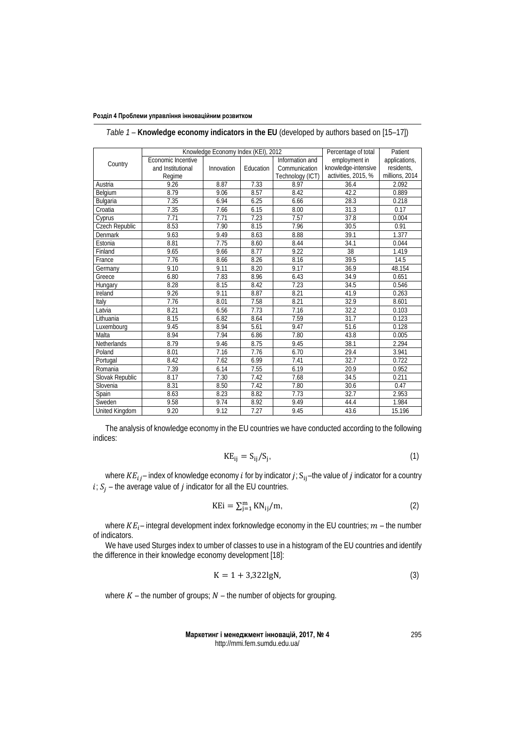*Table 1* – **Knowledge economy indicators in the EU** (developed by authors based on [15–17])

| Country | Knowledge Economy Index (KEI), 2012 | | | | Percentage of total employment in knowledge-intensive activities, 2015, % | Patient applications, residents, millions, 2014 |
|---|---|---|---|---|---|---|
| | Economic Incentive and Institutional Regime | Innovation | Education | Information and Communication Technology (ICT) | | |
| Austria | 9.26 | 8.87 | 7.33 | 8.97 | 36.4 | 2.092 |
| Belgium | 8.79 | 9.06 | 8.57 | 8.42 | 42.2 | 0.889 |
| Bulgaria | 7.35 | 6.94 | 6.25 | 6.66 | 28.3 | 0.218 |
| Croatia | 7.35 | 7.66 | 6.15 | 8.00 | 31.3 | 0.17 |
| Cyprus | 7.71 | 7.71 | 7.23 | 7.57 | 37.8 | 0.004 |
| Czech Republic | 8.53 | 7.90 | 8.15 | 7.96 | 30.5 | 0.91 |
| Denmark | 9.63 | 9.49 | 8.63 | 8.88 | 39.1 | 1.377 |
| Estonia | 8.81 | 7.75 | 8.60 | 8.44 | 34.1 | 0.044 |
| Finland | 9.65 | 9.66 | 8.77 | 9.22 | 38 | 1.419 |
| France | 7.76 | 8.66 | 8.26 | 8.16 | 39.5 | 14.5 |
| Germany | 9.10 | 9.11 | 8.20 | 9.17 | 36.9 | 48.154 |
| Greece | 6.80 | 7.83 | 8.96 | 6.43 | 34.9 | 0.651 |
| Hungary | 8.28 | 8.15 | 8.42 | 7.23 | 34.5 | 0.546 |
| Ireland | 9.26 | 9.11 | 8.87 | 8.21 | 41.9 | 0.263 |
| Italy | 7.76 | 8.01 | 7.58 | 8.21 | 32.9 | 8.601 |
| Latvia | 8.21 | 6.56 | 7.73 | 7.16 | 32.2 | 0.103 |
| Lithuania | 8.15 | 6.82 | 8.64 | 7.59 | 31.7 | 0.123 |
| Luxembourg | 9.45 | 8.94 | 5.61 | 9.47 | 51.6 | 0.128 |
| Malta | 8.94 | 7.94 | 6.86 | 7.80 | 43.8 | 0.005 |
| Netherlands | 8.79 | 9.46 | 8.75 | 9.45 | 38.1 | 2.294 |
| Poland | 8.01 | 7.16 | 7.76 | 6.70 | 29.4 | 3.941 |
| Portugal | 8.42 | 7.62 | 6.99 | 7.41 | 32.7 | 0.722 |
| Romania | 7.39 | 6.14 | 7.55 | 6.19 | 20.9 | 0.952 |
| Slovak Republic | 8.17 | 7.30 | 7.42 | 7.68 | 34.5 | 0.211 |
| Slovenia | 8.31 | 8.50 | 7.42 | 7.80 | 30.6 | 0.47 |
| Spain | 8.63 | 8.23 | 8.82 | 7.73 | 32.7 | 2.953 |
| Sweden | 9.58 | 9.74 | 8.92 | 9.49 | 44.4 | 1.984 |
| United Kingdom | 9.20 | 9.12 | 7.27 | 9.45 | 43.6 | 15.196 |

The analysis of knowledge economy in the EU countries we have conducted according to the following indices:

$$\mathrm{KE_{ij}} = \mathrm{S_{ij}}/\mathrm{S_j}, \tag{1}$$

where $KE_{ij}$ – index of knowledge economy $i$ for by indicator $j$; $\mathrm{S_{ij}}$ –the value of $j$ indicator for a country $i$; $S_j$ – the average value of $j$ indicator for all the EU countries.

$$\mathrm{KEi} = \sum_{j=1}^{m} \mathrm{KN_{ij}}/\mathrm{m}, \tag{2}$$

where $KE_i$ – integral development index forknowledge economy in the EU countries; $m$ – the number of indicators.

We have used Sturges index to umber of classes to use in a histogram of the EU countries and identify the difference in their knowledge economy development [18]:

$$\mathrm{K} = 1 + 3{,}322\mathrm{lgN}, \tag{3}$$

where $K$ – the number of groups; $N$ – the number of objects for grouping.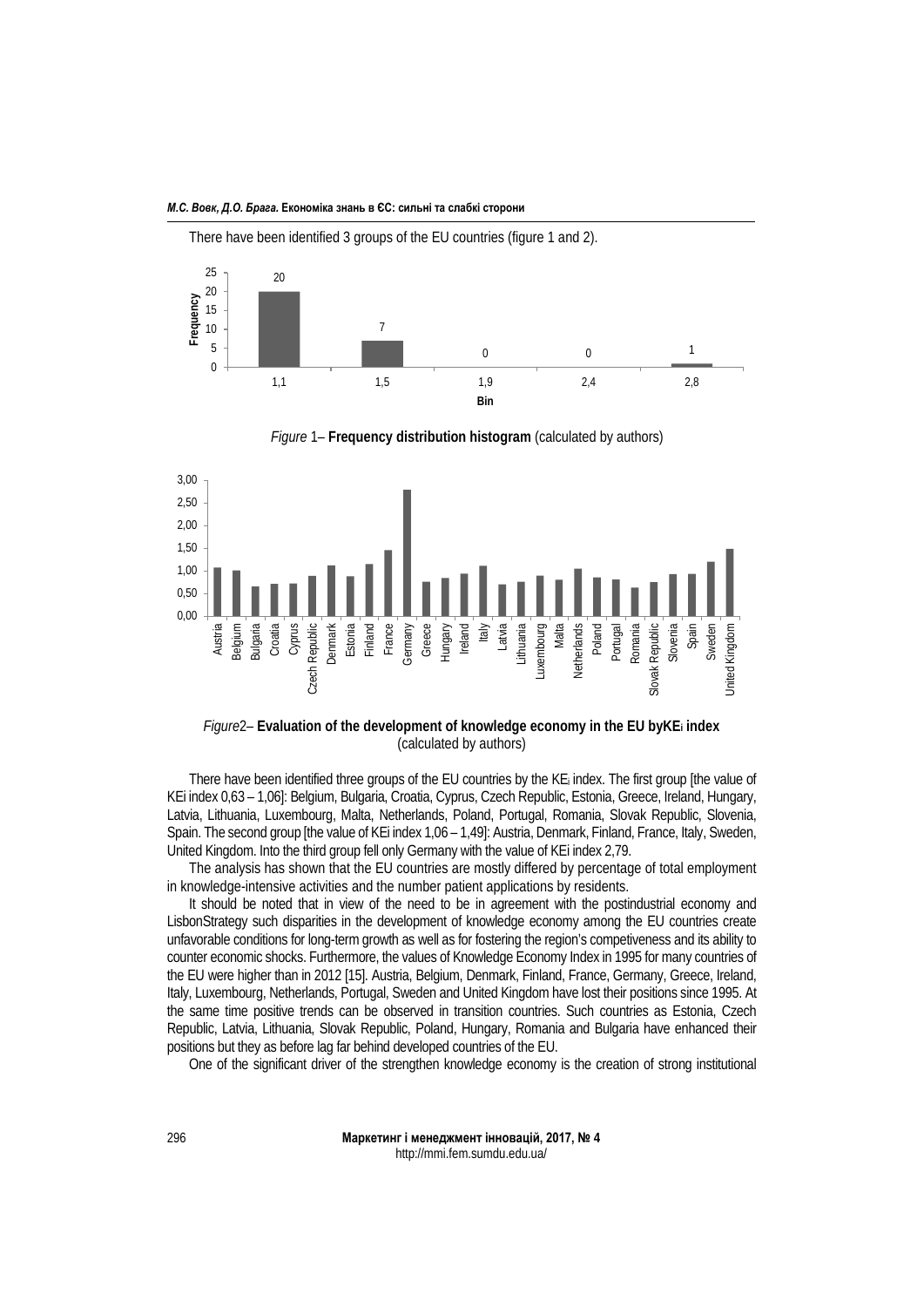There have been identified 3 groups of the EU countries (figure 1 and 2).

*Figure* 1– **Frequency distribution histogram** (calculated by authors)

*Figure*2– **Evaluation of the development of knowledge economy in the EU byKE$_i$ index** (calculated by authors)

There have been identified three groups of the EU countries by the KE$_i$ index. The first group [the value of KEi index 0,63 – 1,06]: Belgium, Bulgaria, Croatia, Cyprus, Czech Republic, Estonia, Greece, Ireland, Hungary, Latvia, Lithuania, Luxembourg, Malta, Netherlands, Poland, Portugal, Romania, Slovak Republic, Slovenia, Spain. The second group [the value of KEi index 1,06 – 1,49]: Austria, Denmark, Finland, France, Italy, Sweden, United Kingdom. Into the third group fell only Germany with the value of KEi index 2,79.

The analysis has shown that the EU countries are mostly differed by percentage of total employment in knowledge-intensive activities and the number patient applications by residents.

It should be noted that in view of the need to be in agreement with the postindustrial economy and LisbonStrategy such disparities in the development of knowledge economy among the EU countries create unfavorable conditions for long-term growth as well as for fostering the region's competiveness and its ability to counter economic shocks. Furthermore, the values of Knowledge Economy Index in 1995 for many countries of the EU were higher than in 2012 [15]. Austria, Belgium, Denmark, Finland, France, Germany, Greece, Ireland, Italy, Luxembourg, Netherlands, Portugal, Sweden and United Kingdom have lost their positions since 1995. At the same time positive trends can be observed in transition countries. Such countries as Estonia, Czech Republic, Latvia, Lithuania, Slovak Republic, Poland, Hungary, Romania and Bulgaria have enhanced their positions but they as before lag far behind developed countries of the EU.

One of the significant driver of the strengthen knowledge economy is the creation of strong institutional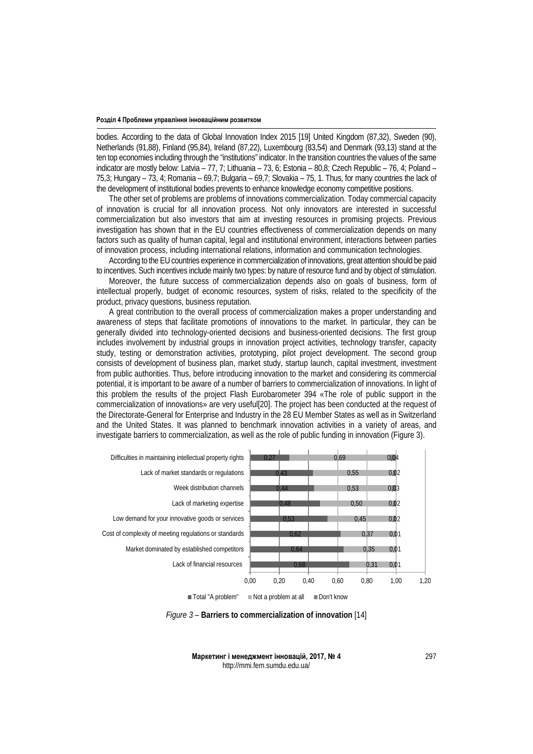bodies. According to the data of Global Innovation Index 2015 [19] United Kingdom (87,32), Sweden (90), Netherlands (91,88), Finland (95,84), Ireland (87,22), Luxembourg (83,54) and Denmark (93,13) stand at the ten top economies including through the "institutions" indicator. In the transition countries the values of the same indicator are mostly below: Latvia – 77, 7; Lithuania – 73, 6; Estonia – 80,8; Czech Republic – 76, 4; Poland – 75,3; Hungary – 73, 4; Romania – 69,7; Bulgaria – 69,7; Slovakia – 75, 1. Thus, for many countries the lack of the development of institutional bodies prevents to enhance knowledge economy competitive positions.

The other set of problems are problems of innovations commercialization. Today commercial capacity of innovation is crucial for all innovation process. Not only innovators are interested in successful commercialization but also investors that aim at investing resources in promising projects. Previous investigation has shown that in the EU countries effectiveness of commercialization depends on many factors such as quality of human capital, legal and institutional environment, interactions between parties of innovation process, including international relations, information and communication technologies.

According to the EU countries experience in commercialization of innovations, great attention should be paid to incentives. Such incentives include mainly two types: by nature of resource fund and by object of stimulation.

Moreover, the future success of commercialization depends also on goals of business, form of intellectual properly, budget of economic resources, system of risks, related to the specificity of the product, privacy questions, business reputation.

A great contribution to the overall process of commercialization makes a proper understanding and awareness of steps that facilitate promotions of innovations to the market. In particular, they can be generally divided into technology-oriented decisions and business-oriented decisions. The first group includes involvement by industrial groups in innovation project activities, technology transfer, capacity study, testing or demonstration activities, prototyping, pilot project development. The second group consists of development of business plan, market study, startup launch, capital investment, investment from public authorities. Thus, before introducing innovation to the market and considering its commercial potential, it is important to be aware of a number of barriers to commercialization of innovations. In light of this problem the results of the project Flash Eurobarometer 394 «The role of public support in the commercialization of innovations» are very useful[20]. The project has been conducted at the request of the Directorate-General for Enterprise and Industry in the 28 EU Member States as well as in Switzerland and the United States. It was planned to benchmark innovation activities in a variety of areas, and investigate barriers to commercialization, as well as the role of public funding in innovation (Figure 3).

| Barrier | Total "A problem" | Not a problem at all | Don't know |
|---|---|---|---|
| Difficulties in maintaining intellectual property rights | 0,27 | 0,69 | 0,04 |
| Lack of market standards or regulations | 0,43 | 0,55 | 0,02 |
| Week distribution channels | 0,44 | 0,53 | 0,03 |
| Lack of marketing expertise | 0,48 | 0,50 | 0,02 |
| Low demand for your innovative goods or services | 0,53 | 0,45 | 0,02 |
| Cost of complexity of meeting regulations or standards | 0,62 | 0,37 | 0,01 |
| Market dominated by established competitors | 0,64 | 0,35 | 0,01 |
| Lack of financial resources | 0,68 | 0,31 | 0,01 |

*Figure 3* – **Barriers to commercialization of innovation** [14]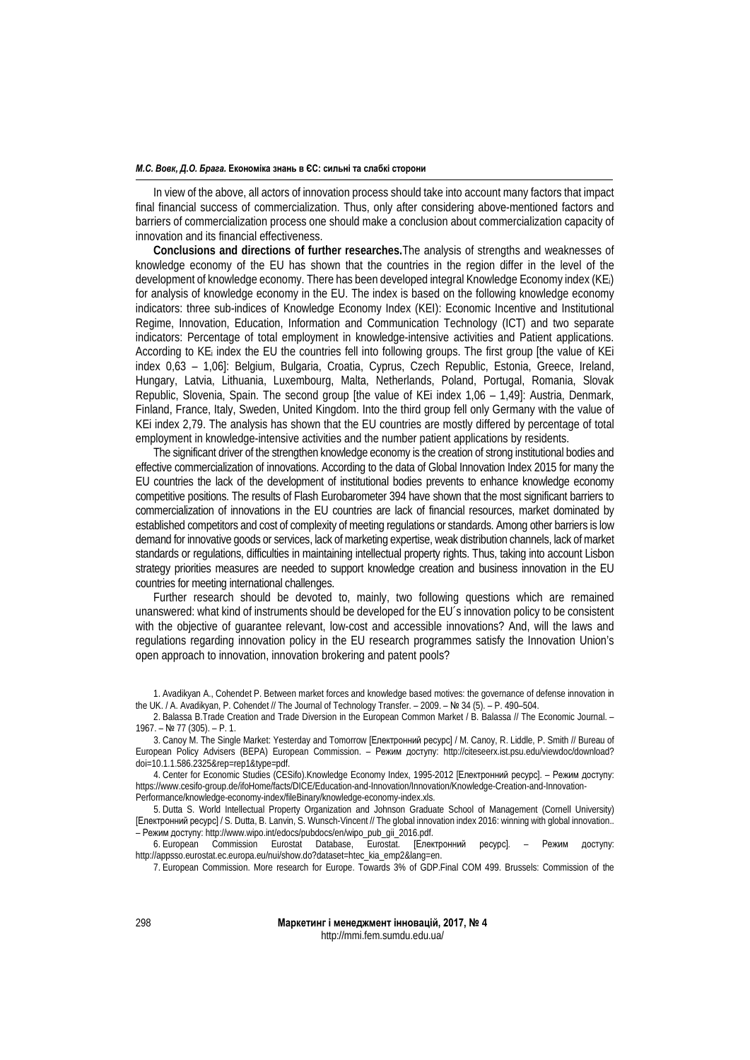In view of the above, all actors of innovation process should take into account many factors that impact final financial success of commercialization. Thus, only after considering above-mentioned factors and barriers of commercialization process one should make a conclusion about commercialization capacity of innovation and its financial effectiveness.

**Conclusions and directions of further researches.**The analysis of strengths and weaknesses of knowledge economy of the EU has shown that the countries in the region differ in the level of the development of knowledge economy. There has been developed integral Knowledge Economy index ($KE_i$) for analysis of knowledge economy in the EU. The index is based on the following knowledge economy indicators: three sub-indices of Knowledge Economy Index (KEI): Economic Incentive and Institutional Regime, Innovation, Education, Information and Communication Technology (ICT) and two separate indicators: Percentage of total employment in knowledge-intensive activities and Patient applications. According to $KE_i$ index the EU the countries fell into following groups. The first group [the value of KEi index 0,63 – 1,06]: Belgium, Bulgaria, Croatia, Cyprus, Czech Republic, Estonia, Greece, Ireland, Hungary, Latvia, Lithuania, Luxembourg, Malta, Netherlands, Poland, Portugal, Romania, Slovak Republic, Slovenia, Spain. The second group [the value of KEi index 1,06 – 1,49]: Austria, Denmark, Finland, France, Italy, Sweden, United Kingdom. Into the third group fell only Germany with the value of KEi index 2,79. The analysis has shown that the EU countries are mostly differed by percentage of total employment in knowledge-intensive activities and the number patient applications by residents.

The significant driver of the strengthen knowledge economy is the creation of strong institutional bodies and effective commercialization of innovations. According to the data of Global Innovation Index 2015 for many the EU countries the lack of the development of institutional bodies prevents to enhance knowledge economy competitive positions. The results of Flash Eurobarometer 394 have shown that the most significant barriers to commercialization of innovations in the EU countries are lack of financial resources, market dominated by established competitors and cost of complexity of meeting regulations or standards. Among other barriers is low demand for innovative goods or services, lack of marketing expertise, weak distribution channels, lack of market standards or regulations, difficulties in maintaining intellectual property rights. Thus, taking into account Lisbon strategy priorities measures are needed to support knowledge creation and business innovation in the EU countries for meeting international challenges.

Further research should be devoted to, mainly, two following questions which are remained unanswered: what kind of instruments should be developed for the EU´s innovation policy to be consistent with the objective of guarantee relevant, low-cost and accessible innovations? And, will the laws and regulations regarding innovation policy in the EU research programmes satisfy the Innovation Union's open approach to innovation, innovation brokering and patent pools?

1. Avadikyan A., Cohendet P. Between market forces and knowledge based motives: the governance of defense innovation in the UK. / A. Avadikyan, P. Cohendet // The Journal of Technology Transfer. – 2009. – № 34 (5). – P. 490–504.
2. Balassa B.Trade Creation and Trade Diversion in the European Common Market / B. Balassa // The Economic Journal. – 1967. – № 77 (305). – P. 1.
3. Canoy M. The Single Market: Yesterday and Tomorrow [Електронний ресурс] / M. Canoy, R. Liddle, P. Smith // Bureau of European Policy Advisers (BEPA) European Commission. – Режим доступу: http://citeseerx.ist.psu.edu/viewdoc/download?doi=10.1.1.586.2325&rep=rep1&type=pdf.
4. Center for Economic Studies (CESifo).Knowledge Economy Index, 1995-2012 [Електронний ресурс]. – Режим доступу: https://www.cesifo-group.de/ifoHome/facts/DICE/Education-and-Innovation/Innovation/Knowledge-Creation-and-Innovation-Performance/knowledge-economy-index/fileBinary/knowledge-economy-index.xls.
5. Dutta S. World Intellectual Property Organization and Johnson Graduate School of Management (Cornell University) [Електронний ресурс] / S. Dutta, B. Lanvin, S. Wunsch-Vincent // The global innovation index 2016: winning with global innovation.. – Режим доступу: http://www.wipo.int/edocs/pubdocs/en/wipo_pub_gii_2016.pdf.
6. European Commission Eurostat Database, Eurostat. [Електронний ресурс]. – Режим доступу: http://appsso.eurostat.ec.europa.eu/nui/show.do?dataset=htec_kia_emp2&lang=en.
7. European Commission. More research for Europe. Towards 3% of GDP.Final COM 499. Brussels: Commission of the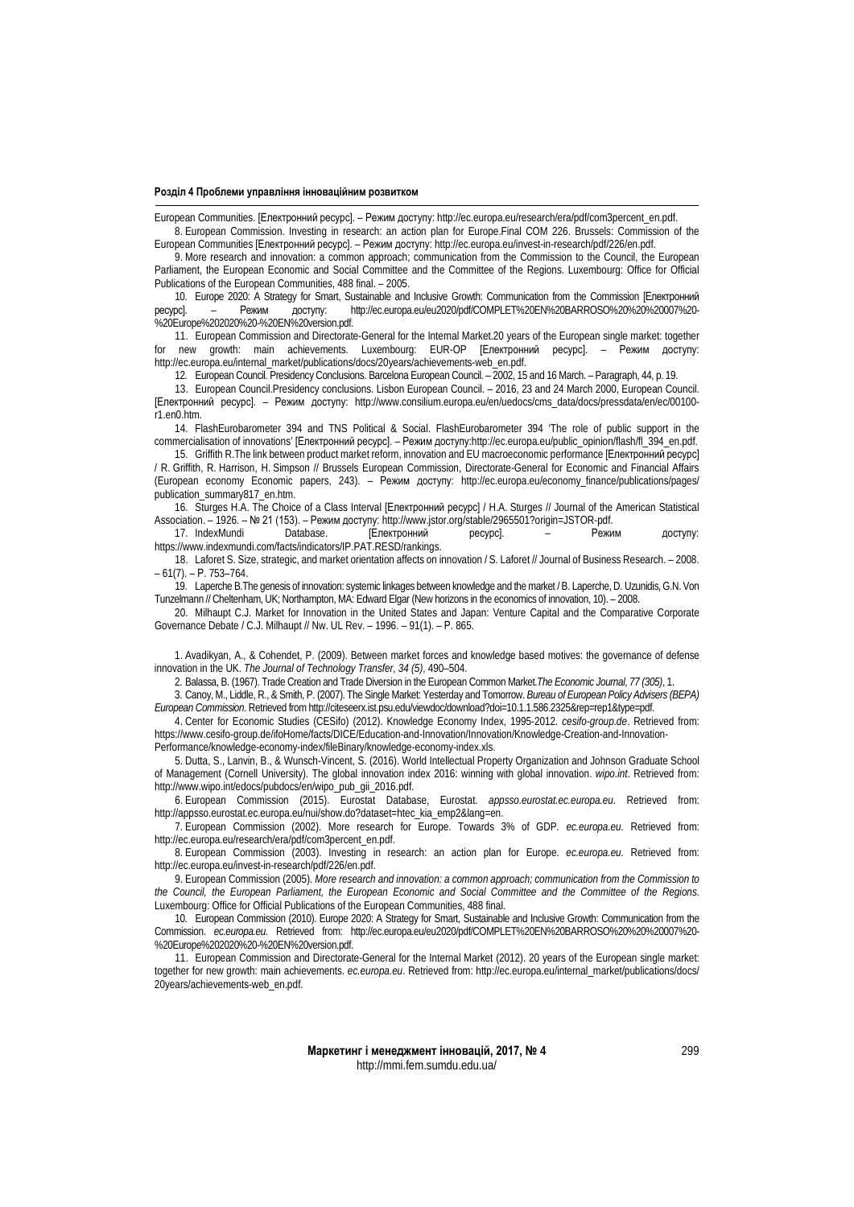European Communities. [Електронний ресурс]. – Режим доступу: http://ec.europa.eu/research/era/pdf/com3percent_en.pdf.

8. European Commission. Investing in research: an action plan for Europe.Final COM 226. Brussels: Commission of the European Communities [Електронний ресурс]. – Режим доступу: http://ec.europa.eu/invest-in-research/pdf/226/en.pdf.

9. More research and innovation: a common approach; communication from the Commission to the Council, the European Parliament, the European Economic and Social Committee and the Committee of the Regions. Luxembourg: Office for Official Publications of the European Communities, 488 final. – 2005.

10. Europe 2020: A Strategy for Smart, Sustainable and Inclusive Growth: Communication from the Commission [Електронний ресурс]. – Режим доступу: http://ec.europa.eu/eu2020/pdf/COMPLET%20EN%20BARROSO%20%20%20007%20-%20Europe%202020%20-%20EN%20version.pdf.

11. European Commission and Directorate-General for the Internal Market.20 years of the European single market: together for new growth: main achievements. Luxembourg: EUR-OP [Електронний ресурс]. – Режим доступу: http://ec.europa.eu/internal_market/publications/docs/20years/achievements-web_en.pdf.

12. European Council. Presidency Conclusions. Barcelona European Council. – 2002, 15 and 16 March. – Paragraph, 44, p. 19.

13. European Council.Presidency conclusions. Lisbon European Council. – 2016, 23 and 24 March 2000, European Council. [Електронний ресурс]. – Режим доступу: http://www.consilium.europa.eu/en/uedocs/cms_data/docs/pressdata/en/ec/00100-r1.en0.htm.

14. FlashEurobarometer 394 and TNS Political & Social. FlashEurobarometer 394 'The role of public support in the commercialisation of innovations' [Електронний ресурс]. – Режим доступу:http://ec.europa.eu/public_opinion/flash/fl_394_en.pdf.

15. Griffith R.The link between product market reform, innovation and EU macroeconomic performance [Електронний ресурс] / R. Griffith, R. Harrison, H. Simpson // Brussels European Commission, Directorate-General for Economic and Financial Affairs (European economy Economic papers, 243). – Режим доступу: http://ec.europa.eu/economy_finance/publications/pages/publication_summary817_en.htm.

16. Sturges H.A. The Choice of a Class Interval [Електронний ресурс] / H.A. Sturges // Journal of the American Statistical Association. – 1926. – № 21 (153). – Режим доступу: http://www.jstor.org/stable/2965501?origin=JSTOR-pdf.

17. IndexMundi Database. [Електронний ресурс]. – Режим доступу: https://www.indexmundi.com/facts/indicators/IP.PAT.RESD/rankings.

18. Laforet S. Size, strategic, and market orientation affects on innovation / S. Laforet // Journal of Business Research. – 2008. – 61(7). – P. 753–764.

19. Laperche B.The genesis of innovation: systemic linkages between knowledge and the market / B. Laperche, D. Uzunidis, G.N. Von Tunzelmann // Cheltenham, UK; Northampton, MA: Edward Elgar (New horizons in the economics of innovation, 10). – 2008.

20. Milhaupt C.J. Market for Innovation in the United States and Japan: Venture Capital and the Comparative Corporate Governance Debate / C.J. Milhaupt // Nw. UL Rev. – 1996. – 91(1). – P. 865.

1. Avadikyan, A., & Cohendet, P. (2009). Between market forces and knowledge based motives: the governance of defense innovation in the UK. *The Journal of Technology Transfer*, *34 (5)*, 490–504.

2. Balassa, B. (1967). Trade Creation and Trade Diversion in the European Common Market.*The Economic Journal*, *77 (305)*, 1.

3. Canoy, M., Liddle, R., & Smith, P. (2007). The Single Market: Yesterday and Tomorrow. *Bureau of European Policy Advisers (BEPA) European Commission*. Retrieved from http://citeseerx.ist.psu.edu/viewdoc/download?doi=10.1.1.586.2325&rep=rep1&type=pdf.

4. Center for Economic Studies (CESifo) (2012). Knowledge Economy Index, 1995-2012. *cesifo-group.de*. Retrieved from: https://www.cesifo-group.de/ifoHome/facts/DICE/Education-and-Innovation/Innovation/Knowledge-Creation-and-Innovation-Performance/knowledge-economy-index/fileBinary/knowledge-economy-index.xls.

5. Dutta, S., Lanvin, B., & Wunsch-Vincent, S. (2016). World Intellectual Property Organization and Johnson Graduate School of Management (Cornell University). The global innovation index 2016: winning with global innovation. *wipo.int*. Retrieved from: http://www.wipo.int/edocs/pubdocs/en/wipo_pub_gii_2016.pdf.

6. European Commission (2015). Eurostat Database, Eurostat. *appsso.eurostat.ec.europa.eu*. Retrieved from: http://appsso.eurostat.ec.europa.eu/nui/show.do?dataset=htec_kia_emp2&lang=en.

7. European Commission (2002). More research for Europe. Towards 3% of GDP. *ec.europa.eu*. Retrieved from: http://ec.europa.eu/research/era/pdf/com3percent_en.pdf.

8. European Commission (2003). Investing in research: an action plan for Europe. *ec.europa.eu*. Retrieved from: http://ec.europa.eu/invest-in-research/pdf/226/en.pdf.

9. European Commission (2005). *More research and innovation: a common approach; communication from the Commission to the Council, the European Parliament, the European Economic and Social Committee and the Committee of the Regions*. Luxembourg: Office for Official Publications of the European Communities, 488 final.

10. European Commission (2010). Europe 2020: A Strategy for Smart, Sustainable and Inclusive Growth: Communication from the Commission. *ec.europa.eu*. Retrieved from: http://ec.europa.eu/eu2020/pdf/COMPLET%20EN%20BARROSO%20%20%20007%20-%20Europe%202020%20-%20EN%20version.pdf.

11. European Commission and Directorate-General for the Internal Market (2012). 20 years of the European single market: together for new growth: main achievements. *ec.europa.eu*. Retrieved from: http://ec.europa.eu/internal_market/publications/docs/20years/achievements-web_en.pdf.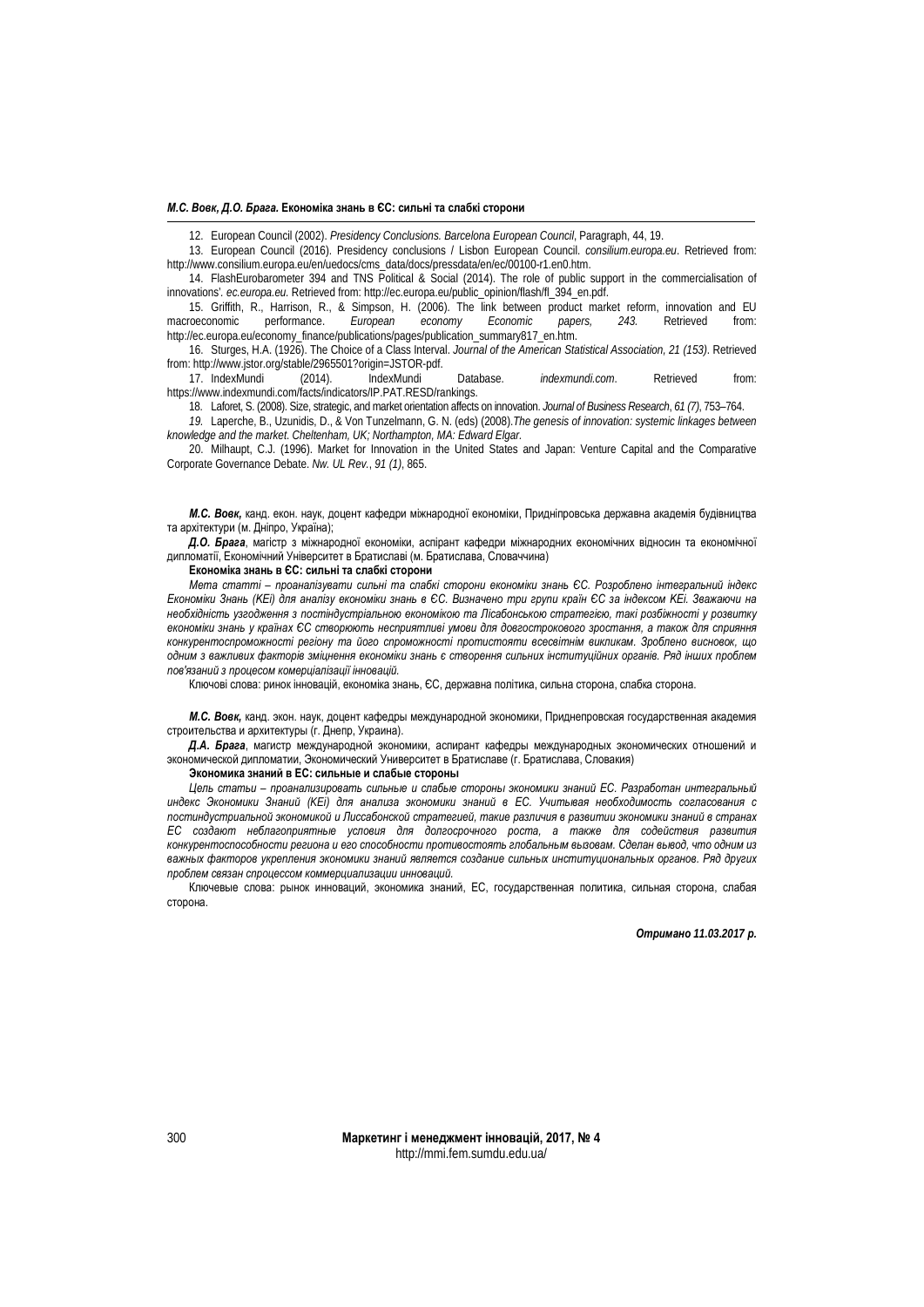12. European Council (2002). *Presidency Conclusions. Barcelona European Council*, Paragraph, 44, 19.

13. European Council (2016). Presidency conclusions / Lisbon European Council. *consilium.europa.eu*. Retrieved from: http://www.consilium.europa.eu/en/uedocs/cms_data/docs/pressdata/en/ec/00100-r1.en0.htm.

14. FlashEurobarometer 394 and TNS Political & Social (2014). The role of public support in the commercialisation of innovations'. *ec.europa.eu*. Retrieved from: http://ec.europa.eu/public_opinion/flash/fl_394_en.pdf.

15. Griffith, R., Harrison, R., & Simpson, H. (2006). The link between product market reform, innovation and EU macroeconomic performance. *European economy Economic papers, 243.* Retrieved from: http://ec.europa.eu/economy_finance/publications/pages/publication_summary817_en.htm.

16. Sturges, H.A. (1926). The Choice of a Class Interval. *Journal of the American Statistical Association, 21 (153)*. Retrieved from: http://www.jstor.org/stable/2965501?origin=JSTOR-pdf.

17. IndexMundi (2014). IndexMundi Database. *indexmundi.com*. Retrieved from: https://www.indexmundi.com/facts/indicators/IP.PAT.RESD/rankings.

18. Laforet, S. (2008). Size, strategic, and market orientation affects on innovation. *Journal of Business Research*, *61 (7)*, 753–764.

*19.* Laperche, B., Uzunidis, D., & Von Tunzelmann, G. N. (eds) (2008).*The genesis of innovation: systemic linkages between knowledge and the market. Cheltenham, UK; Northampton, MA: Edward Elgar*.

20. Milhaupt, C.J. (1996). Market for Innovation in the United States and Japan: Venture Capital and the Comparative Corporate Governance Debate. *Nw. UL Rev.*, *91 (1)*, 865.

***М.С. Вовк,*** канд. екон. наук, доцент кафедри міжнародної економіки, Придніпровська державна академія будівництва та архітектури (м. Дніпро, Україна);

***Д.О. Брага***, магістр з міжнародної економіки, аспірант кафедри міжнародних економічних відносин та економічної дипломатії, Економічний Університет в Братиславі (м. Братислава, Словаччина)

**Економіка знань в ЄС: сильні та слабкі сторони**

*Мета статті – проаналізувати сильні та слабкі сторони економіки знань ЄС. Розроблено інтегральний індекс Економіки Знань (KEi) для аналізу економіки знань в ЄС. Визначено три групи країн ЄС за індексом KEi. Зважаючи на необхідність узгодження з постіндустріальною економікою та Лісабонською стратегією, такі розбіжності у розвитку економіки знань у країнах ЄС створюють несприятливі умови для довгострокового зростання, а також для сприяння конкурентоспроможності регіону та його спроможності протистояти всесвітнім викликам. Зроблено висновок, що одним з важливих факторів зміцнення економіки знань є створення сильних інституційних органів. Ряд інших проблем пов'язаний з процесом комерціалізації інновацій.*

Ключові слова: ринок інновацій, економіка знань, ЄС, державна політика, сильна сторона, слабка сторона.

***М.С. Вовк,*** канд. экон. наук, доцент кафедры международной экономики, Приднепровская государственная академия строительства и архитектуры (г. Днепр, Украина).

***Д.А. Брага***, магистр международной экономики, аспирант кафедры международных экономических отношений и экономической дипломатии, Экономический Университет в Братиславе (г. Братислава, Словакия)

**Экономика знаний в ЕС: сильные и слабые стороны**

*Цель статьи – проанализировать сильные и слабые стороны экономики знаний ЕС. Разработан интегральный индекс Экономики Знаний (KEi) для анализа экономики знаний в ЕС. Учитывая необходимость согласования с постиндустриальной экономикой и Лиссабонской стратегией, такие различия в развитии экономики знаний в странах ЕС создают неблагоприятные условия для долгосрочного роста, а также для содействия развития конкурентоспособности региона и его способности противостоять глобальным вызовам. Сделан вывод, что одним из важных факторов укрепления экономики знаний является создание сильных институциональных органов. Ряд других проблем связан спроцессом коммерциализации инноваций.*

Ключевые слова: рынок инноваций, экономика знаний, ЕС, государственная политика, сильная сторона, слабая сторона.

***Отримано 11.03.2017 р.***